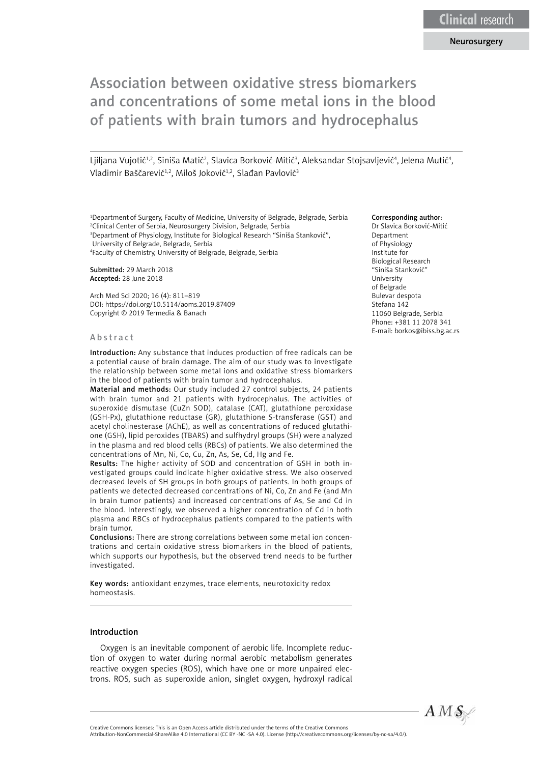Clinical research

Neurosurgery

# Association between oxidative stress biomarkers and concentrations of some metal ions in the blood of patients with brain tumors and hydrocephalus

Ljiljana Vujotić[1,2], Siniša Matić[2], Slavica Borković-Mitić[3], Aleksandar Stojsavljević[4], Jelena Mutić[4], Vladimir Baščarević[1,2], Miloš Joković[1,2], Slađan Pavlović[3]

[1]Department of Surgery, Faculty of Medicine, University of Belgrade, Belgrade, Serbia
[2]Clinical Center of Serbia, Neurosurgery Division, Belgrade, Serbia
[3]Department of Physiology, Institute for Biological Research "Siniša Stanković", University of Belgrade, Belgrade, Serbia
[4]Faculty of Chemistry, University of Belgrade, Belgrade, Serbia

**Submitted:** 29 March 2018
**Accepted:** 28 June 2018

Arch Med Sci 2020; 16 (4): 811–819
DOI: https://doi.org/10.5114/aoms.2019.87409
Copyright © 2019 Termedia & Banach

**Corresponding author:**
Dr Slavica Borković-Mitić
Department of Physiology
Institute for Biological Research
"Siniša Stanković"
University of Belgrade
Bulevar despota Stefana 142
11060 Belgrade, Serbia
Phone: +381 11 2078 341
E-mail: borkos@ibiss.bg.ac.rs

## Abstract

**Introduction:** Any substance that induces production of free radicals can be a potential cause of brain damage. The aim of our study was to investigate the relationship between some metal ions and oxidative stress biomarkers in the blood of patients with brain tumor and hydrocephalus.

**Material and methods:** Our study included 27 control subjects, 24 patients with brain tumor and 21 patients with hydrocephalus. The activities of superoxide dismutase (CuZn SOD), catalase (CAT), glutathione peroxidase (GSH-Px), glutathione reductase (GR), glutathione S-transferase (GST) and acetyl cholinesterase (AChE), as well as concentrations of reduced glutathione (GSH), lipid peroxides (TBARS) and sulfhydryl groups (SH) were analyzed in the plasma and red blood cells (RBCs) of patients. We also determined the concentrations of Mn, Ni, Co, Cu, Zn, As, Se, Cd, Hg and Fe.

**Results:** The higher activity of SOD and concentration of GSH in both investigated groups could indicate higher oxidative stress. We also observed decreased levels of SH groups in both groups of patients. In both groups of patients we detected decreased concentrations of Ni, Co, Zn and Fe (and Mn in brain tumor patients) and increased concentrations of As, Se and Cd in the blood. Interestingly, we observed a higher concentration of Cd in both plasma and RBCs of hydrocephalus patients compared to the patients with brain tumor.

**Conclusions:** There are strong correlations between some metal ion concentrations and certain oxidative stress biomarkers in the blood of patients, which supports our hypothesis, but the observed trend needs to be further investigated.

**Key words:** antioxidant enzymes, trace elements, neurotoxicity redox homeostasis.

## Introduction

Oxygen is an inevitable component of aerobic life. Incomplete reduction of oxygen to water during normal aerobic metabolism generates reactive oxygen species (ROS), which have one or more unpaired electrons. ROS, such as superoxide anion, singlet oxygen, hydroxyl radical

Creative Commons licenses: This is an Open Access article distributed under the terms of the Creative Commons Attribution-NonCommercial-ShareAlike 4.0 International (CC BY -NC -SA 4.0). License (http://creativecommons.org/licenses/by-nc-sa/4.0/).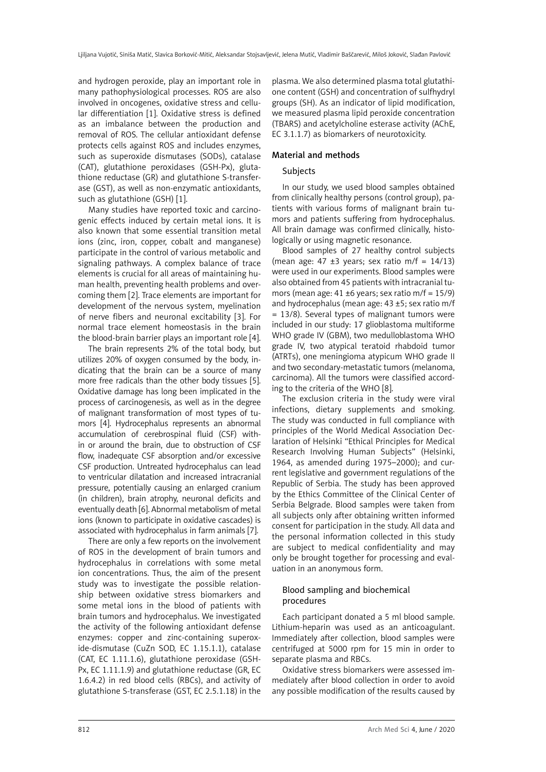and hydrogen peroxide, play an important role in many pathophysiological processes. ROS are also involved in oncogenes, oxidative stress and cellular differentiation [1]. Oxidative stress is defined as an imbalance between the production and removal of ROS. The cellular antioxidant defense protects cells against ROS and includes enzymes, such as superoxide dismutases (SODs), catalase (CAT), glutathione peroxidases (GSH-Px), glutathione reductase (GR) and glutathione S-transferase (GST), as well as non-enzymatic antioxidants, such as glutathione (GSH) [1].

Many studies have reported toxic and carcinogenic effects induced by certain metal ions. It is also known that some essential transition metal ions (zinc, iron, copper, cobalt and manganese) participate in the control of various metabolic and signaling pathways. A complex balance of trace elements is crucial for all areas of maintaining human health, preventing health problems and overcoming them [2]. Trace elements are important for development of the nervous system, myelination of nerve fibers and neuronal excitability [3]. For normal trace element homeostasis in the brain the blood-brain barrier plays an important role [4].

The brain represents 2% of the total body, but utilizes 20% of oxygen consumed by the body, indicating that the brain can be a source of many more free radicals than the other body tissues [5]. Oxidative damage has long been implicated in the process of carcinogenesis, as well as in the degree of malignant transformation of most types of tumors [4]. Hydrocephalus represents an abnormal accumulation of cerebrospinal fluid (CSF) within or around the brain, due to obstruction of CSF flow, inadequate CSF absorption and/or excessive CSF production. Untreated hydrocephalus can lead to ventricular dilatation and increased intracranial pressure, potentially causing an enlarged cranium (in children), brain atrophy, neuronal deficits and eventually death [6]. Abnormal metabolism of metal ions (known to participate in oxidative cascades) is associated with hydrocephalus in farm animals [7].

There are only a few reports on the involvement of ROS in the development of brain tumors and hydrocephalus in correlations with some metal ion concentrations. Thus, the aim of the present study was to investigate the possible relationship between oxidative stress biomarkers and some metal ions in the blood of patients with brain tumors and hydrocephalus. We investigated the activity of the following antioxidant defense enzymes: copper and zinc-containing superoxide-dismutase (CuZn SOD, EC 1.15.1.1), catalase (CAT, EC 1.11.1.6), glutathione peroxidase (GSH-Px, EC 1.11.1.9) and glutathione reductase (GR, EC 1.6.4.2) in red blood cells (RBCs), and activity of glutathione S-transferase (GST, EC 2.5.1.18) in the plasma. We also determined plasma total glutathione content (GSH) and concentration of sulfhydryl groups (SH). As an indicator of lipid modification, we measured plasma lipid peroxide concentration (TBARS) and acetylcholine esterase activity (AChE, EC 3.1.1.7) as biomarkers of neurotoxicity.

## Material and methods

### Subjects

In our study, we used blood samples obtained from clinically healthy persons (control group), patients with various forms of malignant brain tumors and patients suffering from hydrocephalus. All brain damage was confirmed clinically, histologically or using magnetic resonance.

Blood samples of 27 healthy control subjects (mean age: 47 ±3 years; sex ratio m/f = 14/13) were used in our experiments. Blood samples were also obtained from 45 patients with intracranial tumors (mean age: 41 ±6 years; sex ratio m/f = 15/9) and hydrocephalus (mean age: 43 ±5; sex ratio m/f = 13/8). Several types of malignant tumors were included in our study: 17 glioblastoma multiforme WHO grade IV (GBM), two medulloblastoma WHO grade IV, two atypical teratoid rhabdoid tumor (ATRTs), one meningioma atypicum WHO grade II and two secondary-metastatic tumors (melanoma, carcinoma). All the tumors were classified according to the criteria of the WHO [8].

The exclusion criteria in the study were viral infections, dietary supplements and smoking. The study was conducted in full compliance with principles of the World Medical Association Declaration of Helsinki "Ethical Principles for Medical Research Involving Human Subjects" (Helsinki, 1964, as amended during 1975–2000); and current legislative and government regulations of the Republic of Serbia. The study has been approved by the Ethics Committee of the Clinical Center of Serbia Belgrade. Blood samples were taken from all subjects only after obtaining written informed consent for participation in the study. All data and the personal information collected in this study are subject to medical confidentiality and may only be brought together for processing and evaluation in an anonymous form.

### Blood sampling and biochemical procedures

Each participant donated a 5 ml blood sample. Lithium-heparin was used as an anticoagulant. Immediately after collection, blood samples were centrifuged at 5000 rpm for 15 min in order to separate plasma and RBCs.

Oxidative stress biomarkers were assessed immediately after blood collection in order to avoid any possible modification of the results caused by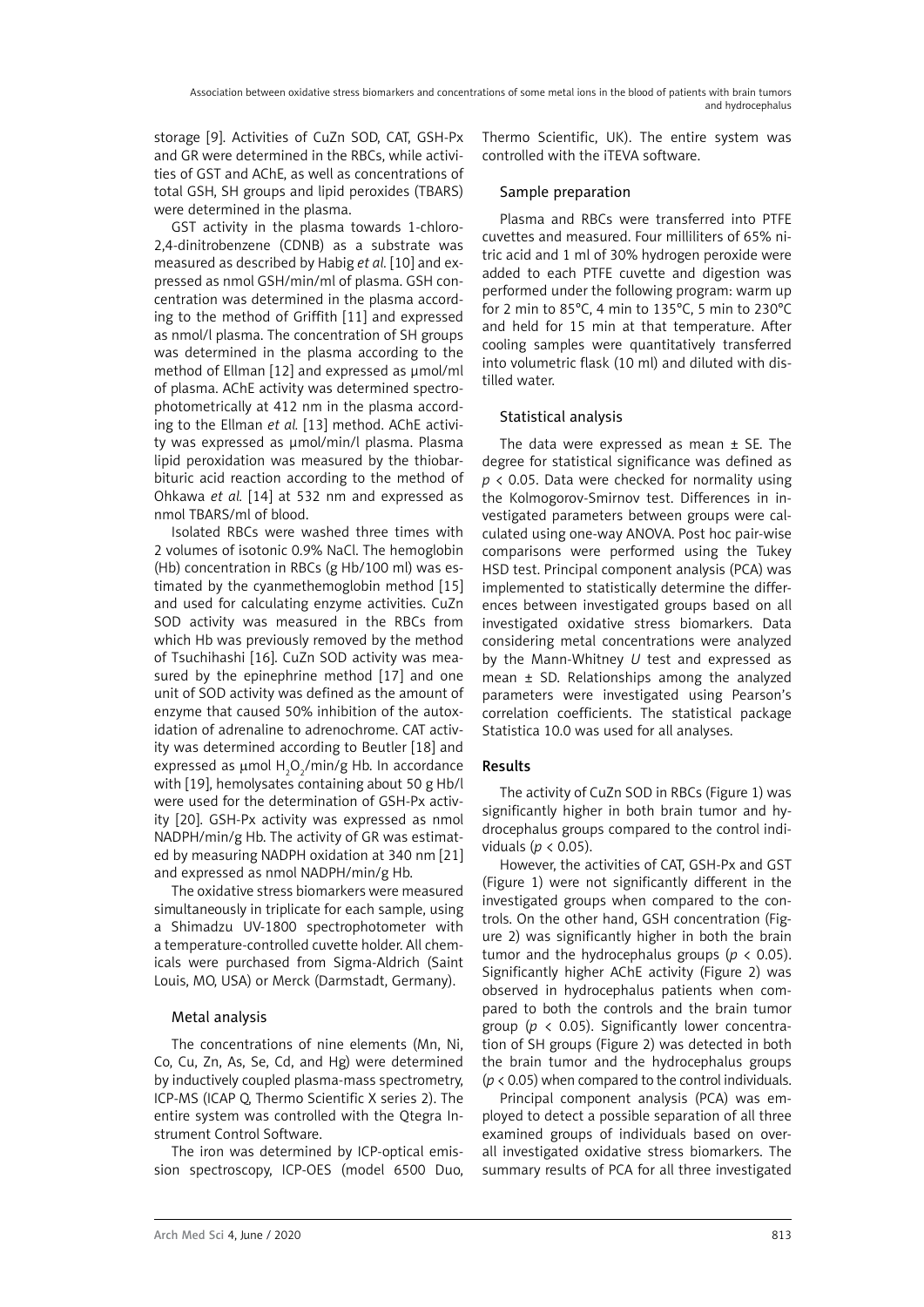storage [9]. Activities of CuZn SOD, CAT, GSH-Px and GR were determined in the RBCs, while activities of GST and AChE, as well as concentrations of total GSH, SH groups and lipid peroxides (TBARS) were determined in the plasma.

GST activity in the plasma towards 1-chloro-2,4-dinitrobenzene (CDNB) as a substrate was measured as described by Habig *et al.* [10] and expressed as nmol GSH/min/ml of plasma. GSH concentration was determined in the plasma according to the method of Griffith [11] and expressed as nmol/l plasma. The concentration of SH groups was determined in the plasma according to the method of Ellman [12] and expressed as μmol/ml of plasma. AChE activity was determined spectrophotometrically at 412 nm in the plasma according to the Ellman *et al.* [13] method. AChE activity was expressed as μmol/min/l plasma. Plasma lipid peroxidation was measured by the thiobarbituric acid reaction according to the method of Ohkawa *et al.* [14] at 532 nm and expressed as nmol TBARS/ml of blood.

Isolated RBCs were washed three times with 2 volumes of isotonic 0.9% NaCl. The hemoglobin (Hb) concentration in RBCs (g Hb/100 ml) was estimated by the cyanmethemoglobin method [15] and used for calculating enzyme activities. CuZn SOD activity was measured in the RBCs from which Hb was previously removed by the method of Tsuchihashi [16]. CuZn SOD activity was measured by the epinephrine method [17] and one unit of SOD activity was defined as the amount of enzyme that caused 50% inhibition of the autoxidation of adrenaline to adrenochrome. CAT activity was determined according to Beutler [18] and expressed as μmol $H_2O_2$/min/g Hb. In accordance with [19], hemolysates containing about 50 g Hb/l were used for the determination of GSH-Px activity [20]. GSH-Px activity was expressed as nmol NADPH/min/g Hb. The activity of GR was estimated by measuring NADPH oxidation at 340 nm [21] and expressed as nmol NADPH/min/g Hb.

The oxidative stress biomarkers were measured simultaneously in triplicate for each sample, using a Shimadzu UV-1800 spectrophotometer with a temperature-controlled cuvette holder. All chemicals were purchased from Sigma-Aldrich (Saint Louis, MO, USA) or Merck (Darmstadt, Germany).

### Metal analysis

The concentrations of nine elements (Mn, Ni, Co, Cu, Zn, As, Se, Cd, and Hg) were determined by inductively coupled plasma-mass spectrometry, ICP-MS (ICAP Q, Thermo Scientific X series 2). The entire system was controlled with the Qtegra Instrument Control Software.

The iron was determined by ICP-optical emission spectroscopy, ICP-OES (model 6500 Duo, Thermo Scientific, UK). The entire system was controlled with the iTEVA software.

### Sample preparation

Plasma and RBCs were transferred into PTFE cuvettes and measured. Four milliliters of 65% nitric acid and 1 ml of 30% hydrogen peroxide were added to each PTFE cuvette and digestion was performed under the following program: warm up for 2 min to 85°C, 4 min to 135°C, 5 min to 230°C and held for 15 min at that temperature. After cooling samples were quantitatively transferred into volumetric flask (10 ml) and diluted with distilled water.

### Statistical analysis

The data were expressed as mean ± SE. The degree for statistical significance was defined as $p < 0.05$. Data were checked for normality using the Kolmogorov-Smirnov test. Differences in investigated parameters between groups were calculated using one-way ANOVA. Post hoc pair-wise comparisons were performed using the Tukey HSD test. Principal component analysis (PCA) was implemented to statistically determine the differences between investigated groups based on all investigated oxidative stress biomarkers. Data considering metal concentrations were analyzed by the Mann-Whitney *U* test and expressed as mean ± SD. Relationships among the analyzed parameters were investigated using Pearson's correlation coefficients. The statistical package Statistica 10.0 was used for all analyses.

## Results

The activity of CuZn SOD in RBCs (Figure 1) was significantly higher in both brain tumor and hydrocephalus groups compared to the control individuals ($p < 0.05$).

However, the activities of CAT, GSH-Px and GST (Figure 1) were not significantly different in the investigated groups when compared to the controls. On the other hand, GSH concentration (Figure 2) was significantly higher in both the brain tumor and the hydrocephalus groups ($p < 0.05$). Significantly higher AChE activity (Figure 2) was observed in hydrocephalus patients when compared to both the controls and the brain tumor group ($p < 0.05$). Significantly lower concentration of SH groups (Figure 2) was detected in both the brain tumor and the hydrocephalus groups ($p < 0.05$) when compared to the control individuals.

Principal component analysis (PCA) was employed to detect a possible separation of all three examined groups of individuals based on overall investigated oxidative stress biomarkers. The summary results of PCA for all three investigated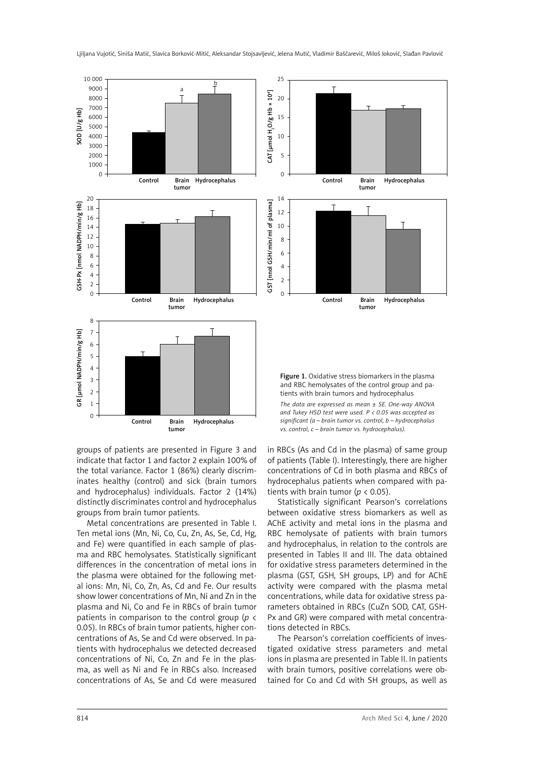Figure 1. Oxidative stress biomarkers in the plasma and RBC hemolysates of the control group and patients with brain tumors and hydrocephalus

*The data are expressed as mean ± SE. One-way ANOVA and Tukey HSD test were used. P < 0.05 was accepted as significant (a – brain tumor vs. control, b – hydrocephalus vs. control, c – brain tumor vs. hydrocephalus).*

groups of patients are presented in Figure 3 and indicate that factor 1 and factor 2 explain 100% of the total variance. Factor 1 (86%) clearly discriminates healthy (control) and sick (brain tumors and hydrocephalus) individuals. Factor 2 (14%) distinctly discriminates control and hydrocephalus groups from brain tumor patients.

Metal concentrations are presented in Table I. Ten metal ions (Mn, Ni, Co, Cu, Zn, As, Se, Cd, Hg, and Fe) were quantified in each sample of plasma and RBC hemolysates. Statistically significant differences in the concentration of metal ions in the plasma were obtained for the following metal ions: Mn, Ni, Co, Zn, As, Cd and Fe. Our results show lower concentrations of Mn, Ni and Zn in the plasma and Ni, Co and Fe in RBCs of brain tumor patients in comparison to the control group ($p < 0.05$). In RBCs of brain tumor patients, higher concentrations of As, Se and Cd were observed. In patients with hydrocephalus we detected decreased concentrations of Ni, Co, Zn and Fe in the plasma, as well as Ni and Fe in RBCs also. Increased concentrations of As, Se and Cd were measured in RBCs (As and Cd in the plasma) of same group of patients (Table I). Interestingly, there are higher concentrations of Cd in both plasma and RBCs of hydrocephalus patients when compared with patients with brain tumor ($p < 0.05$).

Statistically significant Pearson's correlations between oxidative stress biomarkers as well as AChE activity and metal ions in the plasma and RBC hemolysate of patients with brain tumors and hydrocephalus, in relation to the controls are presented in Tables II and III. The data obtained for oxidative stress parameters determined in the plasma (GST, GSH, SH groups, LP) and for AChE activity were compared with the plasma metal concentrations, while data for oxidative stress parameters obtained in RBCs (CuZn SOD, CAT, GSH-Px and GR) were compared with metal concentrations detected in RBCs.

The Pearson's correlation coefficients of investigated oxidative stress parameters and metal ions in plasma are presented in Table II. In patients with brain tumors, positive correlations were obtained for Co and Cd with SH groups, as well as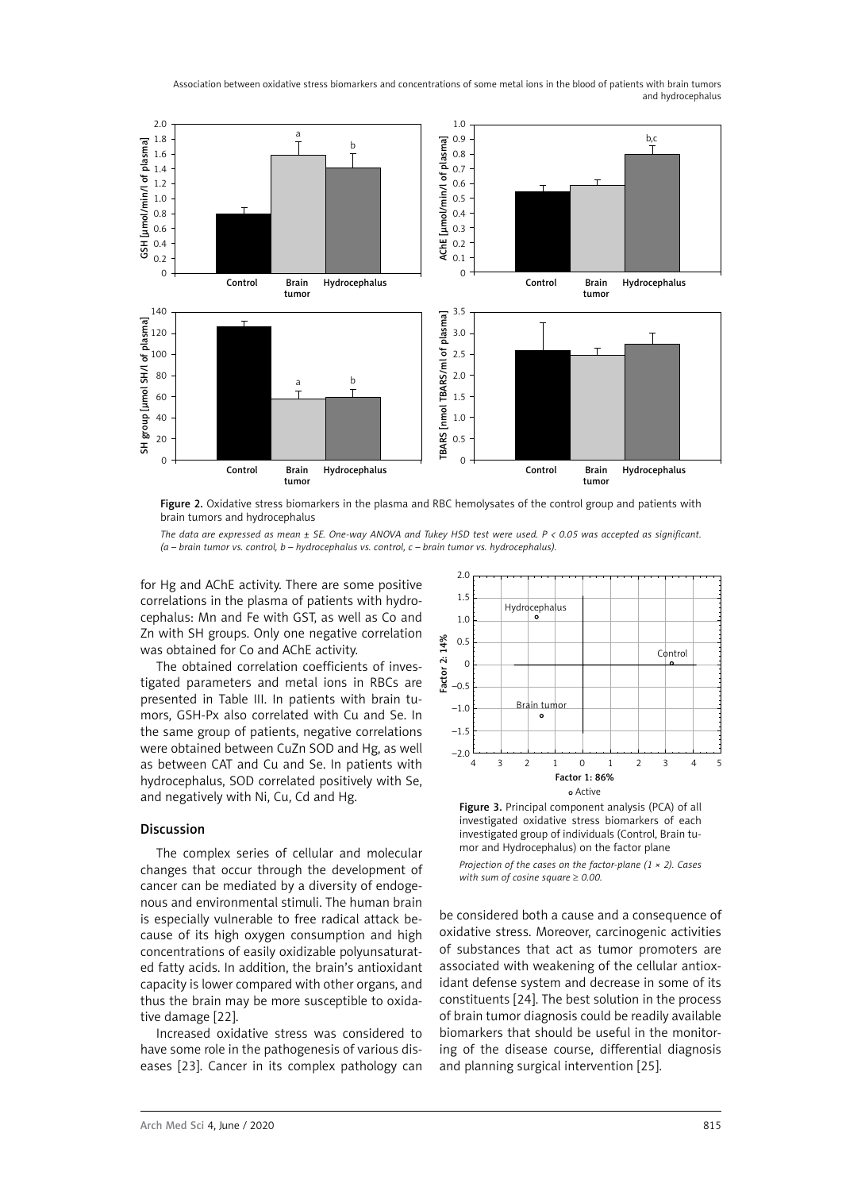**Figure 2.** Oxidative stress biomarkers in the plasma and RBC hemolysates of the control group and patients with brain tumors and hydrocephalus

*The data are expressed as mean ± SE. One-way ANOVA and Tukey HSD test were used. P < 0.05 was accepted as significant. (a – brain tumor vs. control, b – hydrocephalus vs. control, c – brain tumor vs. hydrocephalus).*

for Hg and AChE activity. There are some positive correlations in the plasma of patients with hydrocephalus: Mn and Fe with GST, as well as Co and Zn with SH groups. Only one negative correlation was obtained for Co and AChE activity.

The obtained correlation coefficients of investigated parameters and metal ions in RBCs are presented in Table III. In patients with brain tumors, GSH-Px also correlated with Cu and Se. In the same group of patients, negative correlations were obtained between CuZn SOD and Hg, as well as between CAT and Cu and Se. In patients with hydrocephalus, SOD correlated positively with Se, and negatively with Ni, Cu, Cd and Hg.

**Figure 3.** Principal component analysis (PCA) of all investigated oxidative stress biomarkers of each investigated group of individuals (Control, Brain tumor and Hydrocephalus) on the factor plane

*Projection of the cases on the factor-plane (1 × 2). Cases with sum of cosine square ≥ 0.00.*

## Discussion

The complex series of cellular and molecular changes that occur through the development of cancer can be mediated by a diversity of endogenous and environmental stimuli. The human brain is especially vulnerable to free radical attack because of its high oxygen consumption and high concentrations of easily oxidizable polyunsaturated fatty acids. In addition, the brain's antioxidant capacity is lower compared with other organs, and thus the brain may be more susceptible to oxidative damage [22].

Increased oxidative stress was considered to have some role in the pathogenesis of various diseases [23]. Cancer in its complex pathology can be considered both a cause and a consequence of oxidative stress. Moreover, carcinogenic activities of substances that act as tumor promoters are associated with weakening of the cellular antioxidant defense system and decrease in some of its constituents [24]. The best solution in the process of brain tumor diagnosis could be readily available biomarkers that should be useful in the monitoring of the disease course, differential diagnosis and planning surgical intervention [25].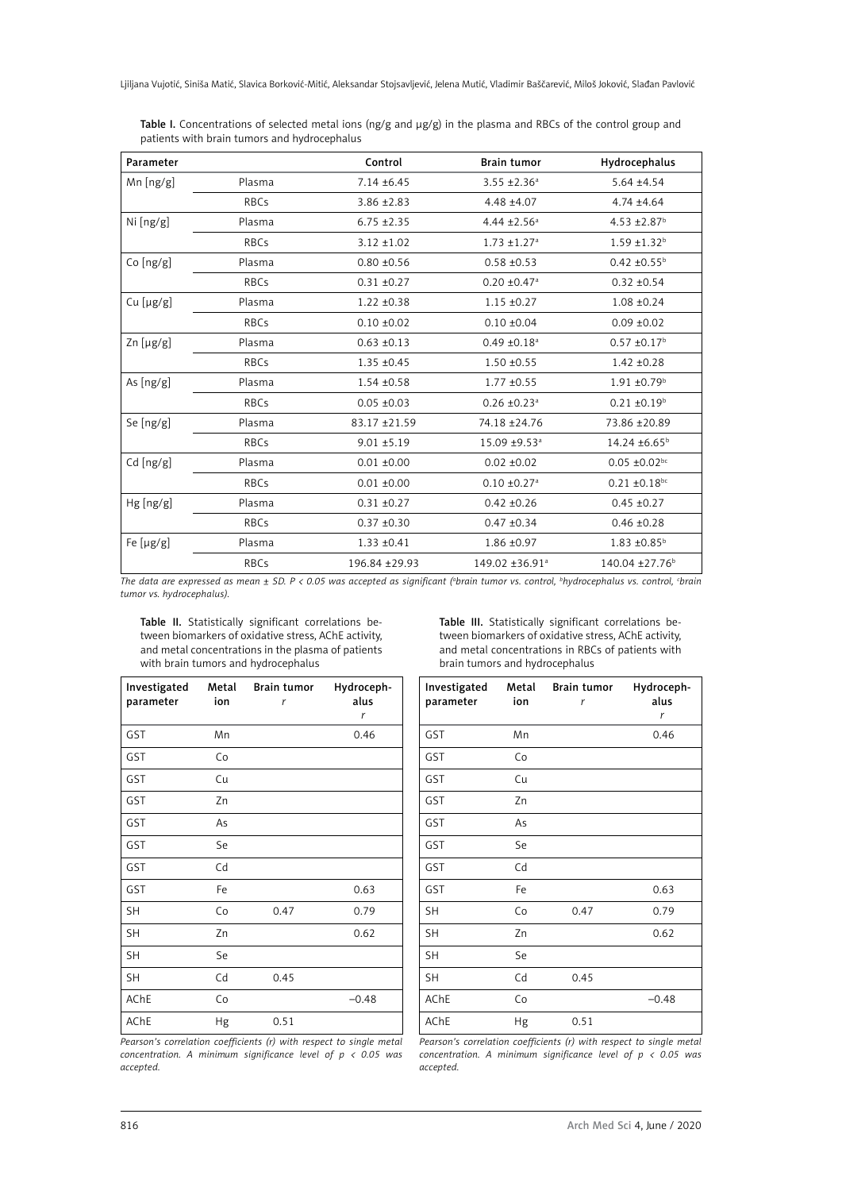**Table I.** Concentrations of selected metal ions (ng/g and μg/g) in the plasma and RBCs of the control group and patients with brain tumors and hydrocephalus

| Parameter | | Control | Brain tumor | Hydrocephalus |
|---|---|---|---|---|
| Mn [ng/g] | Plasma | 7.14 ±6.45 | 3.55 ±2.36[a] | 5.64 ±4.54 |
| | RBCs | 3.86 ±2.83 | 4.48 ±4.07 | 4.74 ±4.64 |
| Ni [ng/g] | Plasma | 6.75 ±2.35 | 4.44 ±2.56[a] | 4.53 ±2.87[b] |
| | RBCs | 3.12 ±1.02 | 1.73 ±1.27[a] | 1.59 ±1.32[b] |
| Co [ng/g] | Plasma | 0.80 ±0.56 | 0.58 ±0.53 | 0.42 ±0.55[b] |
| | RBCs | 0.31 ±0.27 | 0.20 ±0.47[a] | 0.32 ±0.54 |
| Cu [μg/g] | Plasma | 1.22 ±0.38 | 1.15 ±0.27 | 1.08 ±0.24 |
| | RBCs | 0.10 ±0.02 | 0.10 ±0.04 | 0.09 ±0.02 |
| Zn [μg/g] | Plasma | 0.63 ±0.13 | 0.49 ±0.18[a] | 0.57 ±0.17[b] |
| | RBCs | 1.35 ±0.45 | 1.50 ±0.55 | 1.42 ±0.28 |
| As [ng/g] | Plasma | 1.54 ±0.58 | 1.77 ±0.55 | 1.91 ±0.79[b] |
| | RBCs | 0.05 ±0.03 | 0.26 ±0.23[a] | 0.21 ±0.19[b] |
| Se [ng/g] | Plasma | 83.17 ±21.59 | 74.18 ±24.76 | 73.86 ±20.89 |
| | RBCs | 9.01 ±5.19 | 15.09 ±9.53[a] | 14.24 ±6.65[b] |
| Cd [ng/g] | Plasma | 0.01 ±0.00 | 0.02 ±0.02 | 0.05 ±0.02[bc] |
| | RBCs | 0.01 ±0.00 | 0.10 ±0.27[a] | 0.21 ±0.18[bc] |
| Hg [ng/g] | Plasma | 0.31 ±0.27 | 0.42 ±0.26 | 0.45 ±0.27 |
| | RBCs | 0.37 ±0.30 | 0.47 ±0.34 | 0.46 ±0.28 |
| Fe [μg/g] | Plasma | 1.33 ±0.41 | 1.86 ±0.97 | 1.83 ±0.85[b] |
| | RBCs | 196.84 ±29.93 | 149.02 ±36.91[a] | 140.04 ±27.76[b] |

*The data are expressed as mean ± SD. P < 0.05 was accepted as significant ([a]brain tumor vs. control, [b]hydrocephalus vs. control, [c]brain tumor vs. hydrocephalus).*

**Table II.** Statistically significant correlations between biomarkers of oxidative stress, AChE activity, and metal concentrations in the plasma of patients with brain tumors and hydrocephalus

| Investigated parameter | Metal ion | Brain tumor $r$ | Hydrocephalus $r$ |
|---|---|---|---|
| GST | Mn | | 0.46 |
| GST | Co | | |
| GST | Cu | | |
| GST | Zn | | |
| GST | As | | |
| GST | Se | | |
| GST | Cd | | |
| GST | Fe | | 0.63 |
| SH | Co | 0.47 | 0.79 |
| SH | Zn | | 0.62 |
| SH | Se | | |
| SH | Cd | 0.45 | |
| AChE | Co | | –0.48 |
| AChE | Hg | 0.51 | |

*Pearson's correlation coefficients (r) with respect to single metal concentration. A minimum significance level of p < 0.05 was accepted.*

**Table III.** Statistically significant correlations between biomarkers of oxidative stress, AChE activity, and metal concentrations in RBCs of patients with brain tumors and hydrocephalus

| Investigated parameter | Metal ion | Brain tumor $r$ | Hydrocephalus $r$ |
|---|---|---|---|
| GST | Mn | | 0.46 |
| GST | Co | | |
| GST | Cu | | |
| GST | Zn | | |
| GST | As | | |
| GST | Se | | |
| GST | Cd | | |
| GST | Fe | | 0.63 |
| SH | Co | 0.47 | 0.79 |
| SH | Zn | | 0.62 |
| SH | Se | | |
| SH | Cd | 0.45 | |
| AChE | Co | | –0.48 |
| AChE | Hg | 0.51 | |

*Pearson's correlation coefficients (r) with respect to single metal concentration. A minimum significance level of p < 0.05 was accepted.*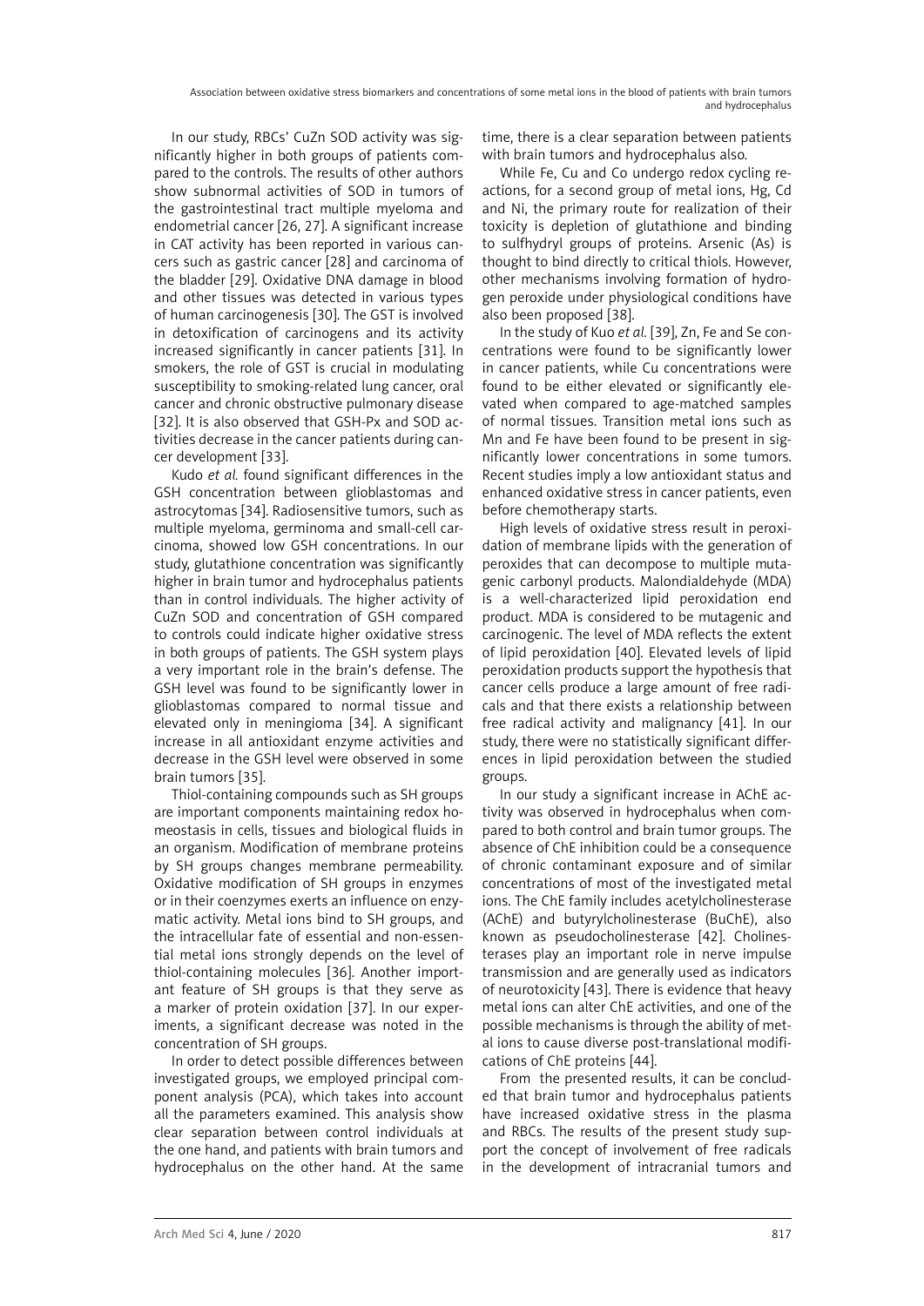In our study, RBCs' CuZn SOD activity was significantly higher in both groups of patients compared to the controls. The results of other authors show subnormal activities of SOD in tumors of the gastrointestinal tract multiple myeloma and endometrial cancer [26, 27]. A significant increase in CAT activity has been reported in various cancers such as gastric cancer [28] and carcinoma of the bladder [29]. Oxidative DNA damage in blood and other tissues was detected in various types of human carcinogenesis [30]. The GST is involved in detoxification of carcinogens and its activity increased significantly in cancer patients [31]. In smokers, the role of GST is crucial in modulating susceptibility to smoking-related lung cancer, oral cancer and chronic obstructive pulmonary disease [32]. It is also observed that GSH-Px and SOD activities decrease in the cancer patients during cancer development [33].

Kudo *et al.* found significant differences in the GSH concentration between glioblastomas and astrocytomas [34]. Radiosensitive tumors, such as multiple myeloma, germinoma and small-cell carcinoma, showed low GSH concentrations. In our study, glutathione concentration was significantly higher in brain tumor and hydrocephalus patients than in control individuals. The higher activity of CuZn SOD and concentration of GSH compared to controls could indicate higher oxidative stress in both groups of patients. The GSH system plays a very important role in the brain's defense. The GSH level was found to be significantly lower in glioblastomas compared to normal tissue and elevated only in meningioma [34]. A significant increase in all antioxidant enzyme activities and decrease in the GSH level were observed in some brain tumors [35].

Thiol-containing compounds such as SH groups are important components maintaining redox homeostasis in cells, tissues and biological fluids in an organism. Modification of membrane proteins by SH groups changes membrane permeability. Oxidative modification of SH groups in enzymes or in their coenzymes exerts an influence on enzymatic activity. Metal ions bind to SH groups, and the intracellular fate of essential and non-essential metal ions strongly depends on the level of thiol-containing molecules [36]. Another important feature of SH groups is that they serve as a marker of protein oxidation [37]. In our experiments, a significant decrease was noted in the concentration of SH groups.

In order to detect possible differences between investigated groups, we employed principal component analysis (PCA), which takes into account all the parameters examined. This analysis show clear separation between control individuals at the one hand, and patients with brain tumors and hydrocephalus on the other hand. At the same time, there is a clear separation between patients with brain tumors and hydrocephalus also.

While Fe, Cu and Co undergo redox cycling reactions, for a second group of metal ions, Hg, Cd and Ni, the primary route for realization of their toxicity is depletion of glutathione and binding to sulfhydryl groups of proteins. Arsenic (As) is thought to bind directly to critical thiols. However, other mechanisms involving formation of hydrogen peroxide under physiological conditions have also been proposed [38].

In the study of Kuo *et al.* [39], Zn, Fe and Se concentrations were found to be significantly lower in cancer patients, while Cu concentrations were found to be either elevated or significantly elevated when compared to age-matched samples of normal tissues. Transition metal ions such as Mn and Fe have been found to be present in significantly lower concentrations in some tumors. Recent studies imply a low antioxidant status and enhanced oxidative stress in cancer patients, even before chemotherapy starts.

High levels of oxidative stress result in peroxidation of membrane lipids with the generation of peroxides that can decompose to multiple mutagenic carbonyl products. Malondialdehyde (MDA) is a well-characterized lipid peroxidation end product. MDA is considered to be mutagenic and carcinogenic. The level of MDA reflects the extent of lipid peroxidation [40]. Elevated levels of lipid peroxidation products support the hypothesis that cancer cells produce a large amount of free radicals and that there exists a relationship between free radical activity and malignancy [41]. In our study, there were no statistically significant differences in lipid peroxidation between the studied groups.

In our study a significant increase in AChE activity was observed in hydrocephalus when compared to both control and brain tumor groups. The absence of ChE inhibition could be a consequence of chronic contaminant exposure and of similar concentrations of most of the investigated metal ions. The ChE family includes acetylcholinesterase (AChE) and butyrylcholinesterase (BuChE), also known as pseudocholinesterase [42]. Cholinesterases play an important role in nerve impulse transmission and are generally used as indicators of neurotoxicity [43]. There is evidence that heavy metal ions can alter ChE activities, and one of the possible mechanisms is through the ability of metal ions to cause diverse post-translational modifications of ChE proteins [44].

From the presented results, it can be concluded that brain tumor and hydrocephalus patients have increased oxidative stress in the plasma and RBCs. The results of the present study support the concept of involvement of free radicals in the development of intracranial tumors and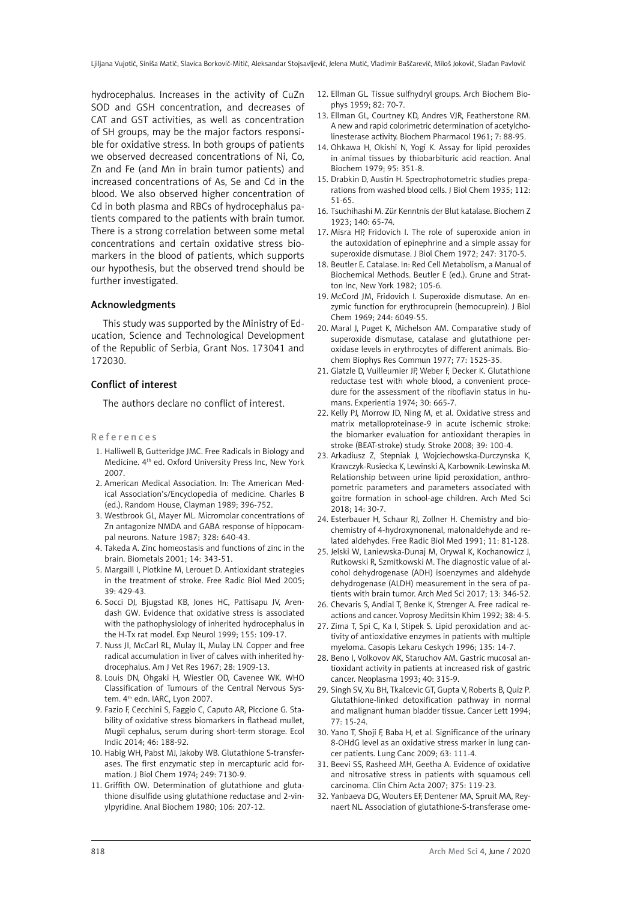hydrocephalus. Increases in the activity of CuZn SOD and GSH concentration, and decreases of CAT and GST activities, as well as concentration of SH groups, may be the major factors responsible for oxidative stress. In both groups of patients we observed decreased concentrations of Ni, Co, Zn and Fe (and Mn in brain tumor patients) and increased concentrations of As, Se and Cd in the blood. We also observed higher concentration of Cd in both plasma and RBCs of hydrocephalus patients compared to the patients with brain tumor. There is a strong correlation between some metal concentrations and certain oxidative stress biomarkers in the blood of patients, which supports our hypothesis, but the observed trend should be further investigated.

## Acknowledgments

This study was supported by the Ministry of Education, Science and Technological Development of the Republic of Serbia, Grant Nos. 173041 and 172030.

## Conflict of interest

The authors declare no conflict of interest.

## References

1. Halliwell B, Gutteridge JMC. Free Radicals in Biology and Medicine. 4th ed. Oxford University Press Inc, New York 2007.
2. American Medical Association. In: The American Medical Association's/Encyclopedia of medicine. Charles B (ed.). Random House, Clayman 1989; 396-752.
3. Westbrook GL, Mayer ML. Micromolar concentrations of Zn antagonize NMDA and GABA response of hippocampal neurons. Nature 1987; 328: 640-43.
4. Takeda A. Zinc homeostasis and functions of zinc in the brain. Biometals 2001; 14: 343-51.
5. Margaill I, Plotkine M, Lerouet D. Antioxidant strategies in the treatment of stroke. Free Radic Biol Med 2005; 39: 429-43.
6. Socci DJ, Bjugstad KB, Jones HC, Pattisapu JV, Arendash GW. Evidence that oxidative stress is associated with the pathophysiology of inherited hydrocephalus in the H-Tx rat model. Exp Neurol 1999; 155: 109-17.
7. Nuss JI, McCarl RL, Mulay IL, Mulay LN. Copper and free radical accumulation in liver of calves with inherited hydrocephalus. Am J Vet Res 1967; 28: 1909-13.
8. Louis DN, Ohgaki H, Wiestler OD, Cavenee WK. WHO Classification of Tumours of the Central Nervous System. 4th edn. IARC, Lyon 2007.
9. Fazio F, Cecchini S, Faggio C, Caputo AR, Piccione G. Stability of oxidative stress biomarkers in flathead mullet, Mugil cephalus, serum during short-term storage. Ecol Indic 2014; 46: 188-92.
10. Habig WH, Pabst MJ, Jakoby WB. Glutathione S-transferases. The first enzymatic step in mercapturic acid formation. J Biol Chem 1974; 249: 7130-9.
11. Griffith OW. Determination of glutathione and glutathione disulfide using glutathione reductase and 2-vinylpyridine. Anal Biochem 1980; 106: 207-12.
12. Ellman GL. Tissue sulfhydryl groups. Arch Biochem Biophys 1959; 82: 70-7.
13. Ellman GL, Courtney KD, Andres VJR, Featherstone RM. A new and rapid colorimetric determination of acetylcholinesterase activity. Biochem Pharmacol 1961; 7: 88-95.
14. Ohkawa H, Okishi N, Yogi K. Assay for lipid peroxides in animal tissues by thiobarbituric acid reaction. Anal Biochem 1979; 95: 351-8.
15. Drabkin D, Austin H. Spectrophotometric studies preparations from washed blood cells. J Biol Chem 1935; 112: 51-65.
16. Tsuchihashi M. Zür Kenntnis der Blut katalase. Biochem Z 1923; 140: 65-74.
17. Misra HP, Fridovich I. The role of superoxide anion in the autoxidation of epinephrine and a simple assay for superoxide dismutase. J Biol Chem 1972; 247: 3170-5.
18. Beutler E. Catalase. In: Red Cell Metabolism, a Manual of Biochemical Methods. Beutler E (ed.). Grune and Stratton Inc, New York 1982; 105-6.
19. McCord JM, Fridovich I. Superoxide dismutase. An enzymic function for erythrocuprein (hemocuprein). J Biol Chem 1969; 244: 6049-55.
20. Maral J, Puget K, Michelson AM. Comparative study of superoxide dismutase, catalase and glutathione peroxidase levels in erythrocytes of different animals. Biochem Biophys Res Commun 1977; 77: 1525-35.
21. Glatzle D, Vuilleumier JP, Weber F, Decker K. Glutathione reductase test with whole blood, a convenient procedure for the assessment of the riboflavin status in humans. Experientia 1974; 30: 665-7.
22. Kelly PJ, Morrow JD, Ning M, et al. Oxidative stress and matrix metalloproteinase-9 in acute ischemic stroke: the biomarker evaluation for antioxidant therapies in stroke (BEAT-stroke) study. Stroke 2008; 39: 100-4.
23. Arkadiusz Z, Stepniak J, Wojciechowska-Durczynska K, Krawczyk-Rusiecka K, Lewinski A, Karbownik-Lewinska M. Relationship between urine lipid peroxidation, anthropometric parameters and parameters associated with goitre formation in school-age children. Arch Med Sci 2018; 14: 30-7.
24. Esterbauer H, Schaur RJ, Zollner H. Chemistry and biochemistry of 4-hydroxynonenal, malonaldehyde and related aldehydes. Free Radic Biol Med 1991; 11: 81-128.
25. Jelski W, Laniewska-Dunaj M, Orywal K, Kochanowicz J, Rutkowski R, Szmitkowski M. The diagnostic value of alcohol dehydrogenase (ADH) isoenzymes and aldehyde dehydrogenase (ALDH) measurement in the sera of patients with brain tumor. Arch Med Sci 2017; 13: 346-52.
26. Chevaris S, Andial T, Benke K, Strenger A. Free radical reactions and cancer. Voprosy Meditsin Khim 1992; 38: 4-5.
27. Zima T, Spi C, Ka I, Stipek S. Lipid peroxidation and activity of antioxidative enzymes in patients with multiple myeloma. Casopis Lekaru Ceskych 1996; 135: 14-7.
28. Beno I, Volkovov AK, Staruchov AM. Gastric mucosal antioxidant activity in patients at increased risk of gastric cancer. Neoplasma 1993; 40: 315-9.
29. Singh SV, Xu BH, Tkalcevic GT, Gupta V, Roberts B, Quiz P. Glutathione-linked detoxification pathway in normal and malignant human bladder tissue. Cancer Lett 1994; 77: 15-24.
30. Yano T, Shoji F, Baba H, et al. Significance of the urinary 8-OHdG level as an oxidative stress marker in lung cancer patients. Lung Canc 2009; 63: 111-4.
31. Beevi SS, Rasheed MH, Geetha A. Evidence of oxidative and nitrosative stress in patients with squamous cell carcinoma. Clin Chim Acta 2007; 375: 119-23.
32. Yanbaeva DG, Wouters EF, Dentener MA, Spruit MA, Reynaert NL. Association of glutathione-S-transferase ome-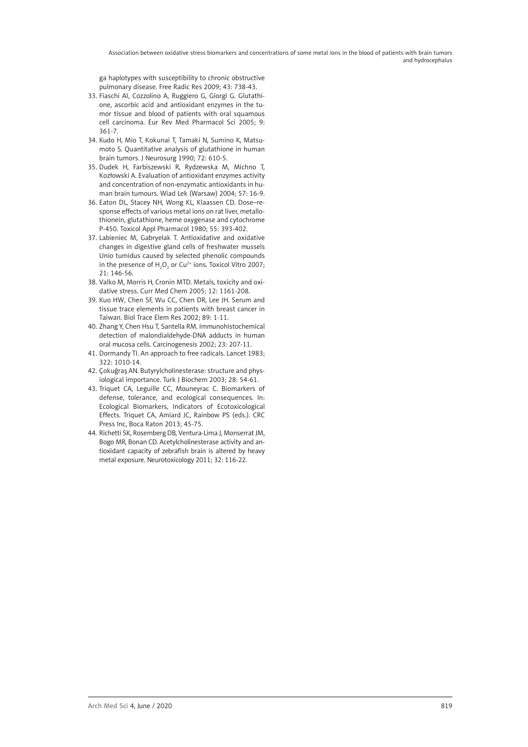ga haplotypes with susceptibility to chronic obstructive pulmonary disease. Free Radic Res 2009; 43: 738-43.

33. Fiaschi AI, Cozzolino A, Ruggiero G, Giorgi G. Glutathione, ascorbic acid and antioxidant enzymes in the tumor tissue and blood of patients with oral squamous cell carcinoma. Eur Rev Med Pharmacol Sci 2005; 9: 361-7.
34. Kudo H, Mio T, Kokunai T, Tamaki N, Sumino K, Matsumoto S. Quantitative analysis of glutathione in human brain tumors. J Neurosurg 1990; 72: 610-5.
35. Dudek H, Farbiszewski R, Rydzewska M, Michno T, Kozłowski A. Evaluation of antioxidant enzymes activity and concentration of non-enzymatic antioxidants in human brain tumours. Wiad Lek (Warsaw) 2004; 57: 16-9.
36. Eaton DL, Stacey NH, Wong KL, Klaassen CD. Dose–response effects of various metal ions on rat liver, metallothionein, glutathione, heme oxygenase and cytochrome P-450. Toxicol Appl Pharmacol 1980; 55: 393-402.
37. Labieniec M, Gabryelak T. Antioxidative and oxidative changes in digestive gland cells of freshwater mussels Unio tumidus caused by selected phenolic compounds in the presence of $H_2O_2$ or $Cu^{2+}$ ions. Toxicol Vitro 2007; 21: 146-56.
38. Valko M, Morris H, Cronin MTD. Metals, toxicity and oxidative stress. Curr Med Chem 2005; 12: 1161-208.
39. Kuo HW, Chen SF, Wu CC, Chen DR, Lee JH. Serum and tissue trace elements in patients with breast cancer in Taiwan. Biol Trace Elem Res 2002; 89: 1-11.
40. Zhang Y, Chen Hsu T, Santella RM. Immunohistochemical detection of malondialdehyde-DNA adducts in human oral mucosa cells. Carcinogenesis 2002; 23: 207-11.
41. Dormandy TI. An approach to free radicals. Lancet 1983; 322: 1010-14.
42. Çokuğraş AN. Butyrylcholinesterase: structure and physiological importance. Turk J Biochem 2003; 28: 54-61.
43. Triquet CA, Leguille CC, Mouneyrac C. Biomarkers of defense, tolerance, and ecological consequences. In: Ecological Biomarkers, Indicators of Ecotoxicological Effects. Triquet CA, Amiard JC, Rainbow PS (eds.). CRC Press Inc, Boca Raton 2013; 45-75.
44. Richetti SK, Rosemberg DB, Ventura-Lima J, Monserrat JM, Bogo MR, Bonan CD. Acetylcholinesterase activity and antioxidant capacity of zebrafish brain is altered by heavy metal exposure. Neurotoxicology 2011; 32: 116-22.